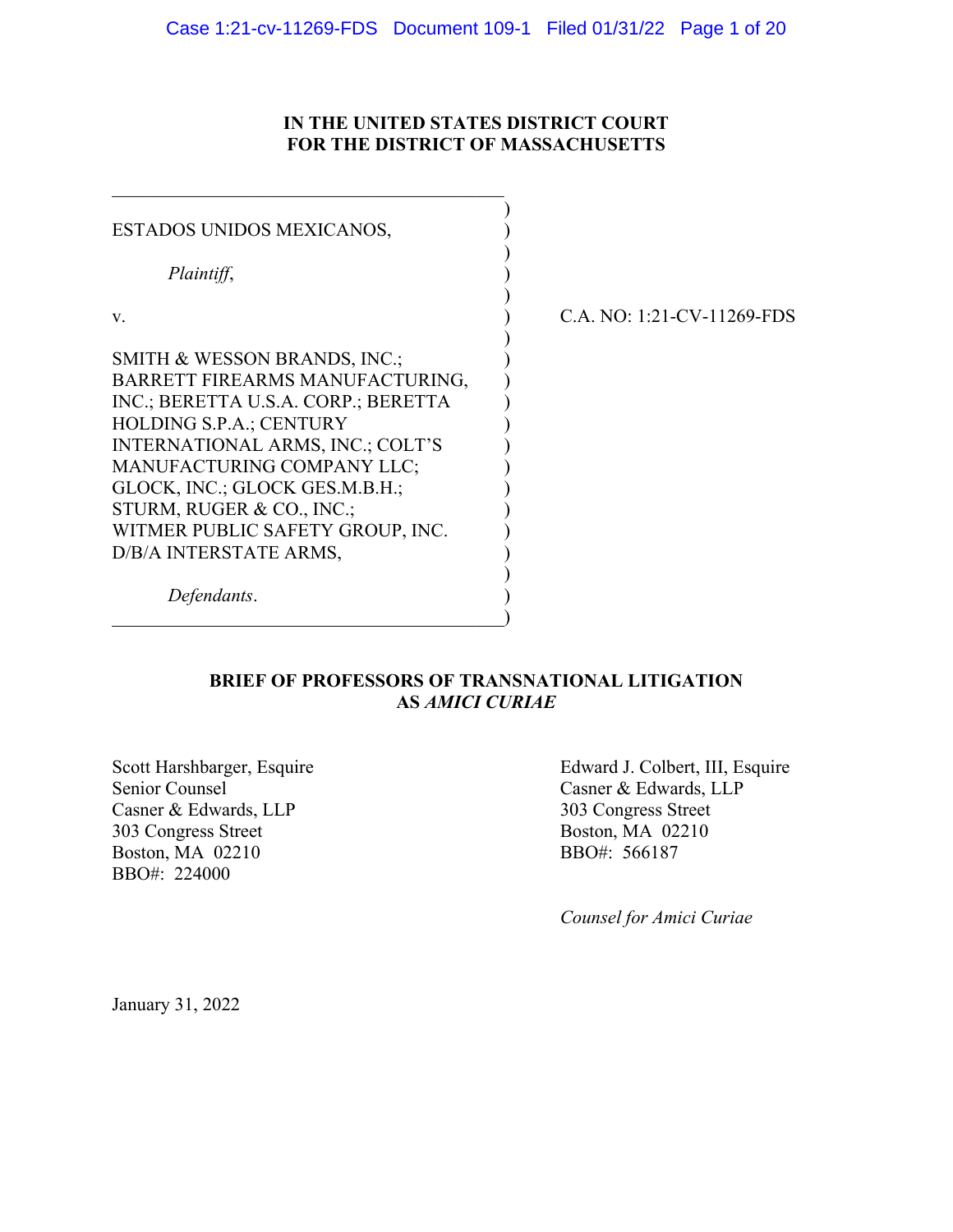**IN THE UNITED STATES DISTRICT COURT**
**FOR THE DISTRICT OF MASSACHUSETTS**

ESTADOS UNIDOS MEXICANOS,

*Plaintiff*,

v.

SMITH & WESSON BRANDS, INC.; BARRETT FIREARMS MANUFACTURING, INC.; BERETTA U.S.A. CORP.; BERETTA HOLDING S.P.A.; CENTURY INTERNATIONAL ARMS, INC.; COLT'S MANUFACTURING COMPANY LLC; GLOCK, INC.; GLOCK GES.M.B.H.; STURM, RUGER & CO., INC.; WITMER PUBLIC SAFETY GROUP, INC. D/B/A INTERSTATE ARMS,

*Defendants*.

C.A. NO: 1:21-CV-11269-FDS

**BRIEF OF PROFESSORS OF TRANSNATIONAL LITIGATION AS *AMICI CURIAE***

Scott Harshbarger, Esquire
Senior Counsel
Casner & Edwards, LLP
303 Congress Street
Boston, MA 02210
BBO#: 224000

Edward J. Colbert, III, Esquire
Casner & Edwards, LLP
303 Congress Street
Boston, MA 02210
BBO#: 566187

*Counsel for Amici Curiae*

January 31, 2022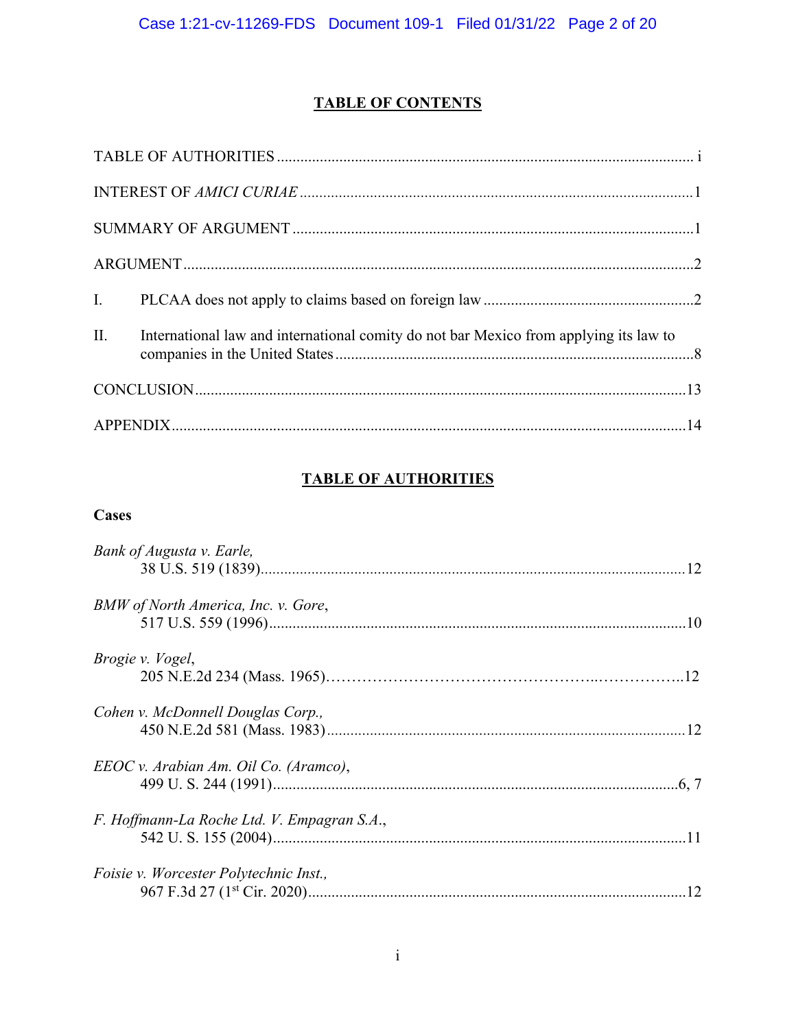## TABLE OF CONTENTS

TABLE OF AUTHORITIES ........................................................................................................ i

INTEREST OF *AMICI CURIAE* ................................................................................................ 1

SUMMARY OF ARGUMENT ..................................................................................................... 1

ARGUMENT ................................................................................................................................. 2

I. PLCAA does not apply to claims based on foreign law ...................................................... 2

II. International law and international comity do not bar Mexico from applying its law to companies in the United States ............................................................................................. 8

CONCLUSION ............................................................................................................................ 13

APPENDIX .................................................................................................................................. 14

## TABLE OF AUTHORITIES

### Cases

*Bank of Augusta v. Earle*,
38 U.S. 519 (1839) ................................................................................................................. 12

*BMW of North America, Inc. v. Gore*,
517 U.S. 559 (1996) ................................................................................................................ 10

*Brogie v. Vogel*,
205 N.E.2d 234 (Mass. 1965) ................................................................................................. 12

*Cohen v. McDonnell Douglas Corp.*,
450 N.E.2d 581 (Mass. 1983) ................................................................................................. 12

*EEOC v. Arabian Am. Oil Co. (Aramco)*,
499 U. S. 244 (1991) ............................................................................................................. 6, 7

*F. Hoffmann-La Roche Ltd. V. Empagran S.A.*,
542 U. S. 155 (2004) .............................................................................................................. 11

*Foisie v. Worcester Polytechnic Inst.*,
967 F.3d 27 (1st Cir. 2020) ...................................................................................................... 12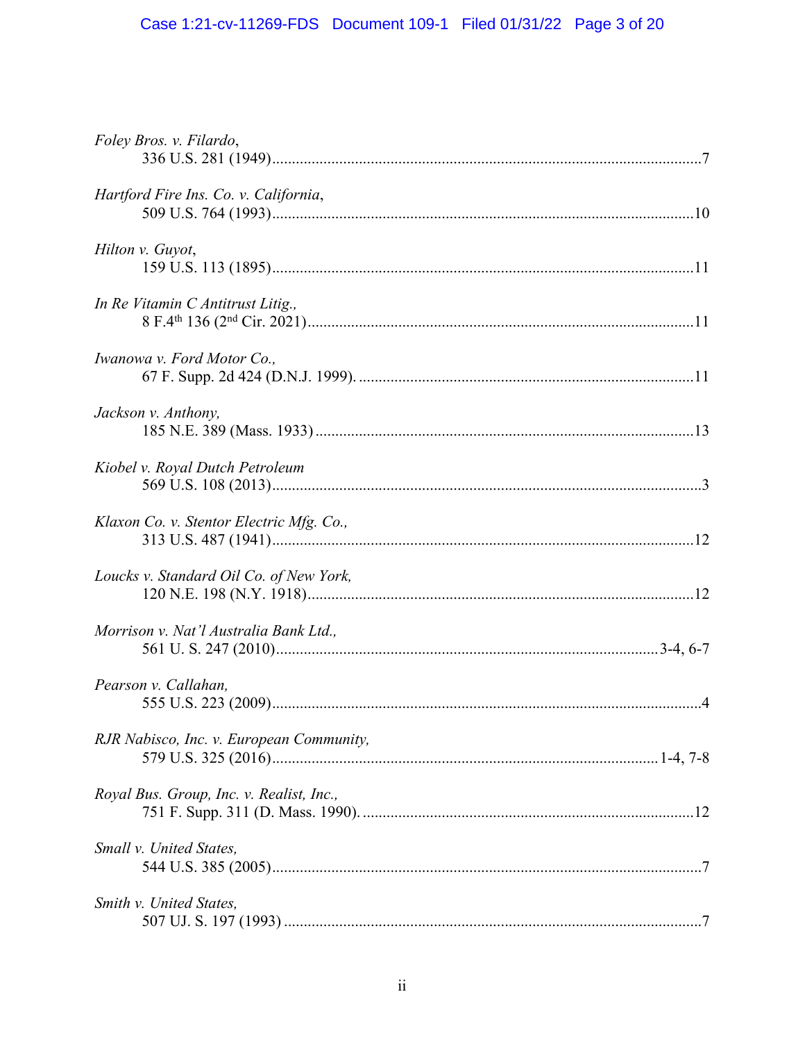*Foley Bros. v. Filardo*,
336 U.S. 281 (1949)...........................................................................................................7

*Hartford Fire Ins. Co. v. California*,
509 U.S. 764 (1993).........................................................................................................10

*Hilton v. Guyot*,
159 U.S. 113 (1895).........................................................................................................11

*In Re Vitamin C Antitrust Litig.*,
8 F.4th 136 (2nd Cir. 2021)................................................................................................11

*Iwanowa v. Ford Motor Co.*,
67 F. Supp. 2d 424 (D.N.J. 1999). ...................................................................................11

*Jackson v. Anthony*,
185 N.E. 389 (Mass. 1933) ..............................................................................................13

*Kiobel v. Royal Dutch Petroleum*
569 U.S. 108 (2013)...........................................................................................................3

*Klaxon Co. v. Stentor Electric Mfg. Co.*,
313 U.S. 487 (1941).........................................................................................................12

*Loucks v. Standard Oil Co. of New York*,
120 N.E. 198 (N.Y. 1918)................................................................................................12

*Morrison v. Nat'l Australia Bank Ltd.*,
561 U. S. 247 (2010)..............................................................................................3-4, 6-7

*Pearson v. Callahan*,
555 U.S. 223 (2009)...........................................................................................................4

*RJR Nabisco, Inc. v. European Community*,
579 U.S. 325 (2016)...............................................................................................1-4, 7-8

*Royal Bus. Group, Inc. v. Realist, Inc.*,
751 F. Supp. 311 (D. Mass. 1990). ..................................................................................12

*Small v. United States*,
544 U.S. 385 (2005)...........................................................................................................7

*Smith v. United States*,
507 UJ. S. 197 (1993) ........................................................................................................7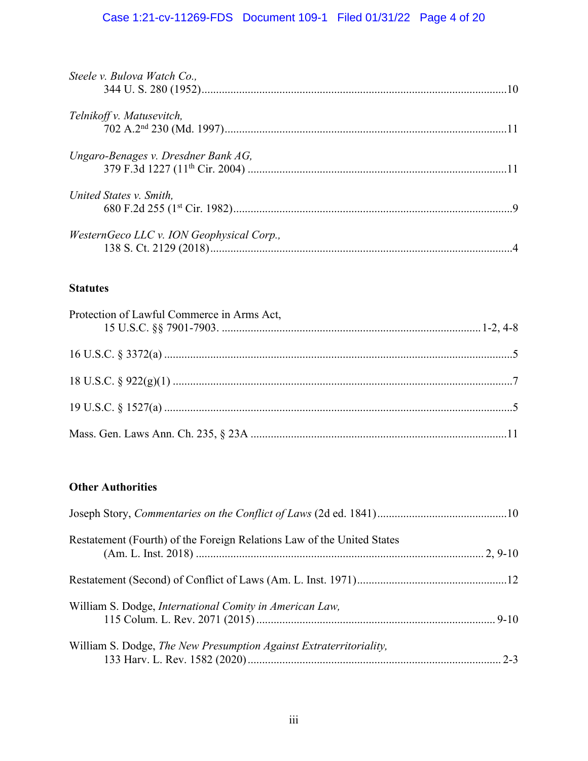*Steele v. Bulova Watch Co.,*
344 U. S. 280 (1952)............................................................................................................10

*Telnikoff v. Matusevitch,*
702 A.2nd 230 (Md. 1997)....................................................................................................11

*Ungaro-Benages v. Dresdner Bank AG,*
379 F.3d 1227 (11th Cir. 2004) ...........................................................................................11

*United States v. Smith,*
680 F.2d 255 (1st Cir. 1982)...................................................................................................9

*WesternGeco LLC v. ION Geophysical Corp.,*
138 S. Ct. 2129 (2018)...........................................................................................................4

**Statutes**

Protection of Lawful Commerce in Arms Act,
15 U.S.C. §§ 7901-7903. .......................................................................................1-2, 4-8

16 U.S.C. § 3372(a) ..................................................................................................................5

18 U.S.C. § 922(g)(1) ................................................................................................................7

19 U.S.C. § 1527(a) ..................................................................................................................5

Mass. Gen. Laws Ann. Ch. 235, § 23A ....................................................................................11

**Other Authorities**

Joseph Story, *Commentaries on the Conflict of Laws* (2d ed. 1841).............................................10

Restatement (Fourth) of the Foreign Relations Law of the United States
(Am. L. Inst. 2018) ......................................................................................................2, 9-10

Restatement (Second) of Conflict of Laws (Am. L. Inst. 1971)....................................................12

William S. Dodge, *International Comity in American Law,*
115 Colum. L. Rev. 2071 (2015) .................................................................................... 9-10

William S. Dodge, *The New Presumption Against Extraterritoriality,*
133 Harv. L. Rev. 1582 (2020)........................................................................................ 2-3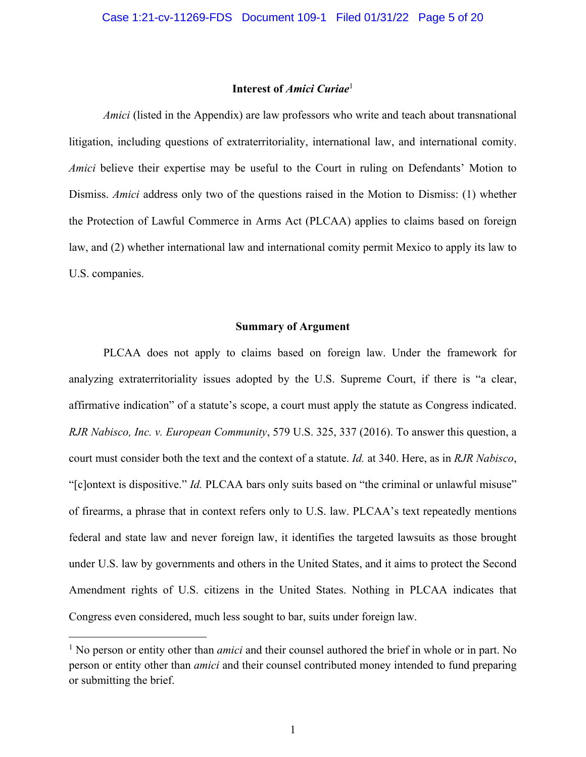## Interest of *Amici Curiae*[1]

*Amici* (listed in the Appendix) are law professors who write and teach about transnational litigation, including questions of extraterritoriality, international law, and international comity. *Amici* believe their expertise may be useful to the Court in ruling on Defendants' Motion to Dismiss. *Amici* address only two of the questions raised in the Motion to Dismiss: (1) whether the Protection of Lawful Commerce in Arms Act (PLCAA) applies to claims based on foreign law, and (2) whether international law and international comity permit Mexico to apply its law to U.S. companies.

## Summary of Argument

PLCAA does not apply to claims based on foreign law. Under the framework for analyzing extraterritoriality issues adopted by the U.S. Supreme Court, if there is "a clear, affirmative indication" of a statute's scope, a court must apply the statute as Congress indicated. *RJR Nabisco, Inc. v. European Community*, 579 U.S. 325, 337 (2016). To answer this question, a court must consider both the text and the context of a statute. *Id.* at 340. Here, as in *RJR Nabisco*, "[c]ontext is dispositive." *Id.* PLCAA bars only suits based on "the criminal or unlawful misuse" of firearms, a phrase that in context refers only to U.S. law. PLCAA's text repeatedly mentions federal and state law and never foreign law, it identifies the targeted lawsuits as those brought under U.S. law by governments and others in the United States, and it aims to protect the Second Amendment rights of U.S. citizens in the United States. Nothing in PLCAA indicates that Congress even considered, much less sought to bar, suits under foreign law.

---

[1] No person or entity other than *amici* and their counsel authored the brief in whole or in part. No person or entity other than *amici* and their counsel contributed money intended to fund preparing or submitting the brief.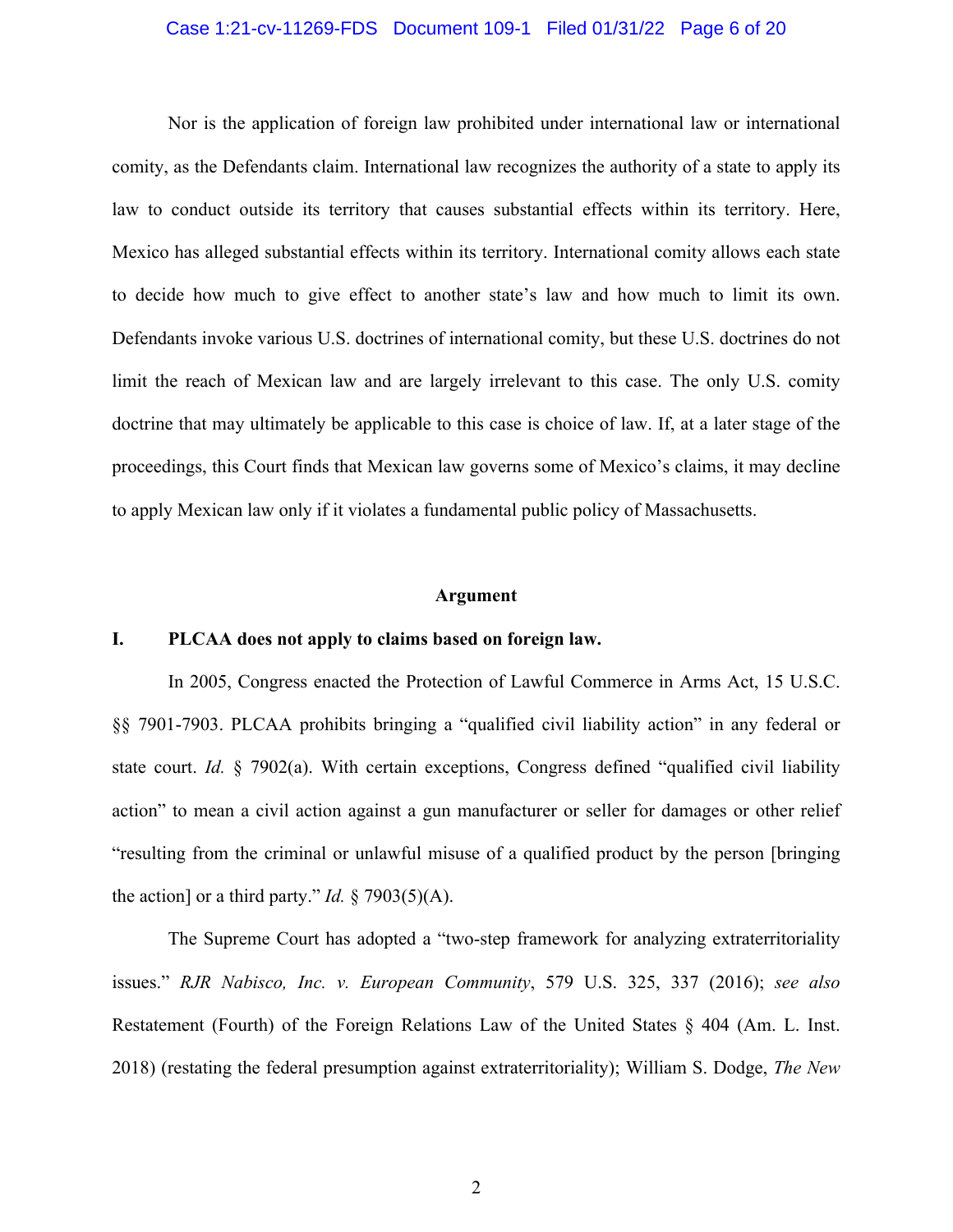Nor is the application of foreign law prohibited under international law or international comity, as the Defendants claim. International law recognizes the authority of a state to apply its law to conduct outside its territory that causes substantial effects within its territory. Here, Mexico has alleged substantial effects within its territory. International comity allows each state to decide how much to give effect to another state's law and how much to limit its own. Defendants invoke various U.S. doctrines of international comity, but these U.S. doctrines do not limit the reach of Mexican law and are largely irrelevant to this case. The only U.S. comity doctrine that may ultimately be applicable to this case is choice of law. If, at a later stage of the proceedings, this Court finds that Mexican law governs some of Mexico's claims, it may decline to apply Mexican law only if it violates a fundamental public policy of Massachusetts.

## Argument

### I. PLCAA does not apply to claims based on foreign law.

In 2005, Congress enacted the Protection of Lawful Commerce in Arms Act, 15 U.S.C. §§ 7901-7903. PLCAA prohibits bringing a "qualified civil liability action" in any federal or state court. *Id.* § 7902(a). With certain exceptions, Congress defined "qualified civil liability action" to mean a civil action against a gun manufacturer or seller for damages or other relief "resulting from the criminal or unlawful misuse of a qualified product by the person [bringing the action] or a third party." *Id.* § 7903(5)(A).

The Supreme Court has adopted a "two-step framework for analyzing extraterritoriality issues." *RJR Nabisco, Inc. v. European Community*, 579 U.S. 325, 337 (2016); *see also* Restatement (Fourth) of the Foreign Relations Law of the United States § 404 (Am. L. Inst. 2018) (restating the federal presumption against extraterritoriality); William S. Dodge, *The New*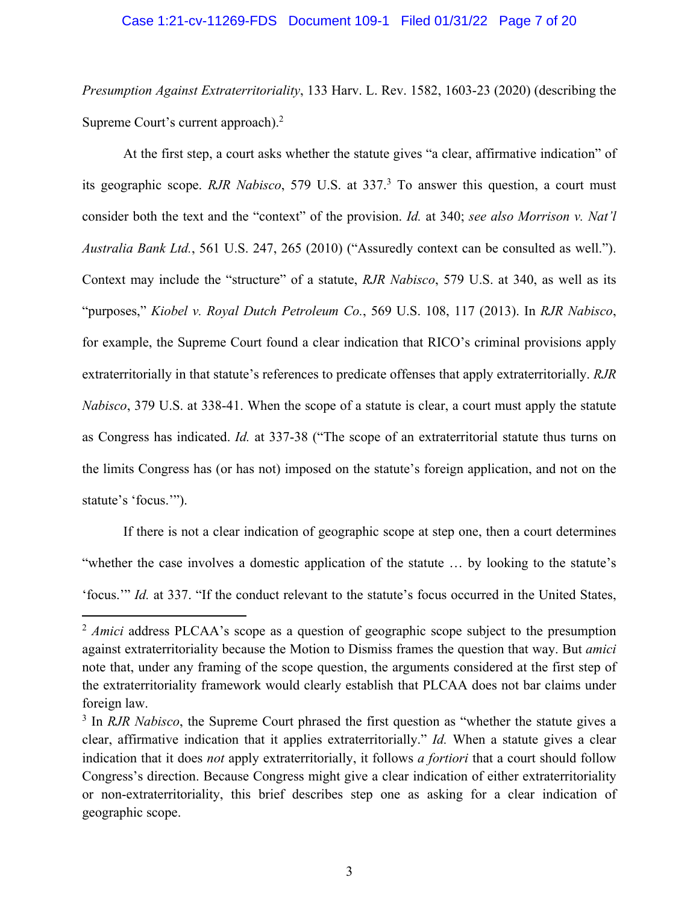*Presumption Against Extraterritoriality*, 133 Harv. L. Rev. 1582, 1603-23 (2020) (describing the Supreme Court's current approach).[2]

At the first step, a court asks whether the statute gives "a clear, affirmative indication" of its geographic scope. *RJR Nabisco*, 579 U.S. at 337.[3] To answer this question, a court must consider both the text and the "context" of the provision. *Id.* at 340; *see also Morrison v. Nat'l Australia Bank Ltd.*, 561 U.S. 247, 265 (2010) ("Assuredly context can be consulted as well."). Context may include the "structure" of a statute, *RJR Nabisco*, 579 U.S. at 340, as well as its "purposes," *Kiobel v. Royal Dutch Petroleum Co.*, 569 U.S. 108, 117 (2013). In *RJR Nabisco*, for example, the Supreme Court found a clear indication that RICO's criminal provisions apply extraterritorially in that statute's references to predicate offenses that apply extraterritorially. *RJR Nabisco*, 379 U.S. at 338-41. When the scope of a statute is clear, a court must apply the statute as Congress has indicated. *Id.* at 337-38 ("The scope of an extraterritorial statute thus turns on the limits Congress has (or has not) imposed on the statute's foreign application, and not on the statute's 'focus.'").

If there is not a clear indication of geographic scope at step one, then a court determines "whether the case involves a domestic application of the statute … by looking to the statute's 'focus.'" *Id.* at 337. "If the conduct relevant to the statute's focus occurred in the United States,

---

[2] *Amici* address PLCAA's scope as a question of geographic scope subject to the presumption against extraterritoriality because the Motion to Dismiss frames the question that way. But *amici* note that, under any framing of the scope question, the arguments considered at the first step of the extraterritoriality framework would clearly establish that PLCAA does not bar claims under foreign law.

[3] In *RJR Nabisco*, the Supreme Court phrased the first question as "whether the statute gives a clear, affirmative indication that it applies extraterritorially." *Id.* When a statute gives a clear indication that it does *not* apply extraterritorially, it follows *a fortiori* that a court should follow Congress's direction. Because Congress might give a clear indication of either extraterritoriality or non-extraterritoriality, this brief describes step one as asking for a clear indication of geographic scope.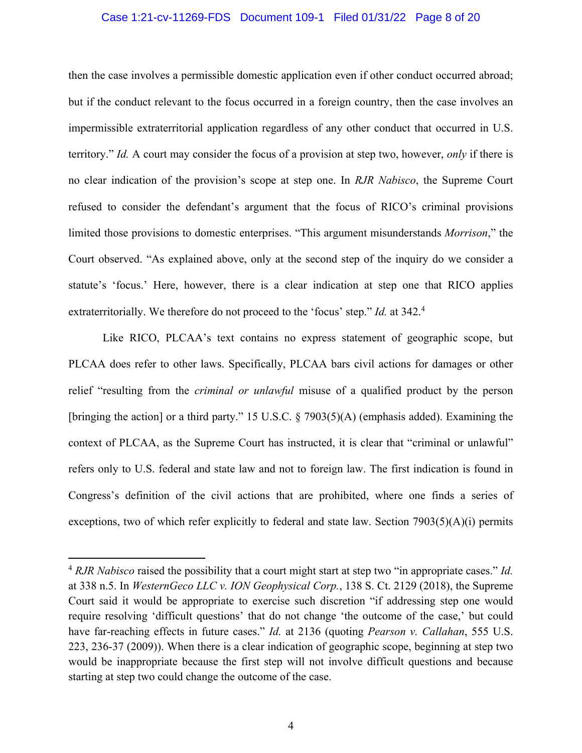then the case involves a permissible domestic application even if other conduct occurred abroad; but if the conduct relevant to the focus occurred in a foreign country, then the case involves an impermissible extraterritorial application regardless of any other conduct that occurred in U.S. territory." *Id.* A court may consider the focus of a provision at step two, however, *only* if there is no clear indication of the provision's scope at step one. In *RJR Nabisco*, the Supreme Court refused to consider the defendant's argument that the focus of RICO's criminal provisions limited those provisions to domestic enterprises. "This argument misunderstands *Morrison*," the Court observed. "As explained above, only at the second step of the inquiry do we consider a statute's 'focus.' Here, however, there is a clear indication at step one that RICO applies extraterritorially. We therefore do not proceed to the 'focus' step." *Id.* at 342.[4]

Like RICO, PLCAA's text contains no express statement of geographic scope, but PLCAA does refer to other laws. Specifically, PLCAA bars civil actions for damages or other relief "resulting from the *criminal or unlawful* misuse of a qualified product by the person [bringing the action] or a third party." 15 U.S.C. § 7903(5)(A) (emphasis added). Examining the context of PLCAA, as the Supreme Court has instructed, it is clear that "criminal or unlawful" refers only to U.S. federal and state law and not to foreign law. The first indication is found in Congress's definition of the civil actions that are prohibited, where one finds a series of exceptions, two of which refer explicitly to federal and state law. Section 7903(5)(A)(i) permits

---

[4] *RJR Nabisco* raised the possibility that a court might start at step two "in appropriate cases." *Id.* at 338 n.5. In *WesternGeco LLC v. ION Geophysical Corp.*, 138 S. Ct. 2129 (2018), the Supreme Court said it would be appropriate to exercise such discretion "if addressing step one would require resolving 'difficult questions' that do not change 'the outcome of the case,' but could have far-reaching effects in future cases." *Id.* at 2136 (quoting *Pearson v. Callahan*, 555 U.S. 223, 236-37 (2009)). When there is a clear indication of geographic scope, beginning at step two would be inappropriate because the first step will not involve difficult questions and because starting at step two could change the outcome of the case.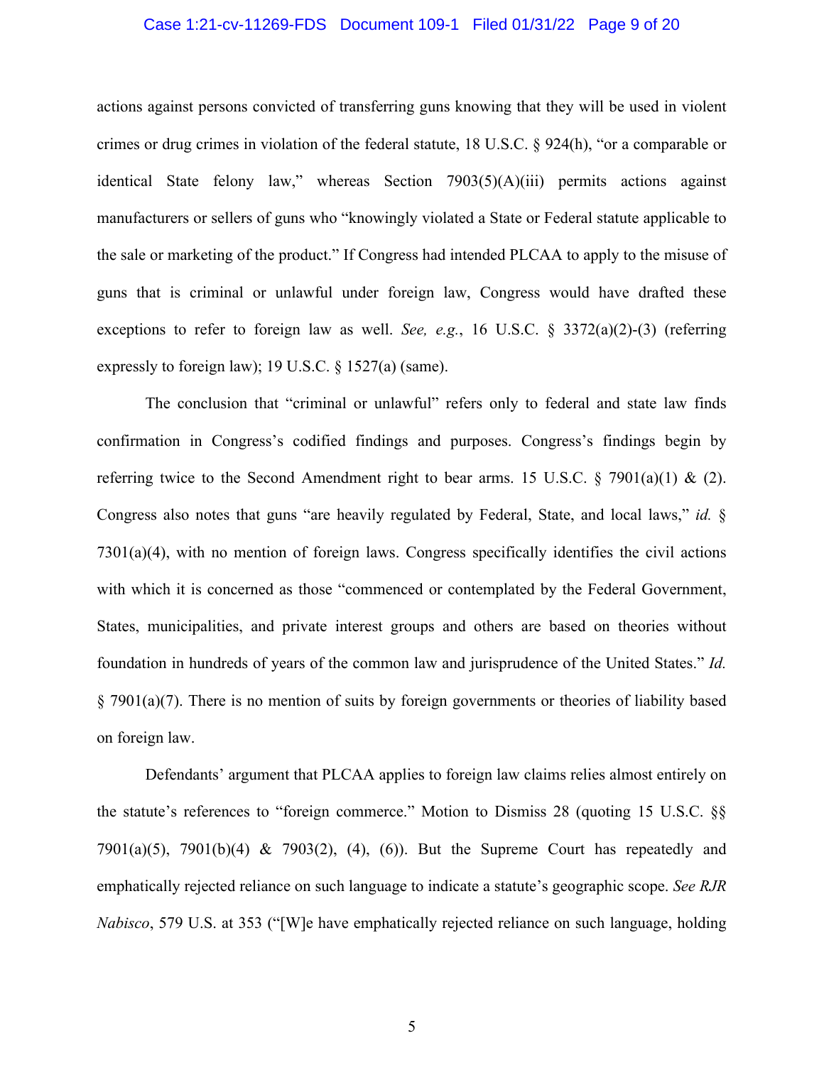actions against persons convicted of transferring guns knowing that they will be used in violent crimes or drug crimes in violation of the federal statute, 18 U.S.C. § 924(h), "or a comparable or identical State felony law," whereas Section 7903(5)(A)(iii) permits actions against manufacturers or sellers of guns who "knowingly violated a State or Federal statute applicable to the sale or marketing of the product." If Congress had intended PLCAA to apply to the misuse of guns that is criminal or unlawful under foreign law, Congress would have drafted these exceptions to refer to foreign law as well. *See, e.g.*, 16 U.S.C. § 3372(a)(2)-(3) (referring expressly to foreign law); 19 U.S.C. § 1527(a) (same).

The conclusion that "criminal or unlawful" refers only to federal and state law finds confirmation in Congress's codified findings and purposes. Congress's findings begin by referring twice to the Second Amendment right to bear arms. 15 U.S.C. § 7901(a)(1) & (2). Congress also notes that guns "are heavily regulated by Federal, State, and local laws," *id.* § 7301(a)(4), with no mention of foreign laws. Congress specifically identifies the civil actions with which it is concerned as those "commenced or contemplated by the Federal Government, States, municipalities, and private interest groups and others are based on theories without foundation in hundreds of years of the common law and jurisprudence of the United States." *Id.* § 7901(a)(7). There is no mention of suits by foreign governments or theories of liability based on foreign law.

Defendants' argument that PLCAA applies to foreign law claims relies almost entirely on the statute's references to "foreign commerce." Motion to Dismiss 28 (quoting 15 U.S.C. §§ 7901(a)(5), 7901(b)(4) & 7903(2), (4), (6)). But the Supreme Court has repeatedly and emphatically rejected reliance on such language to indicate a statute's geographic scope. *See RJR Nabisco*, 579 U.S. at 353 ("[W]e have emphatically rejected reliance on such language, holding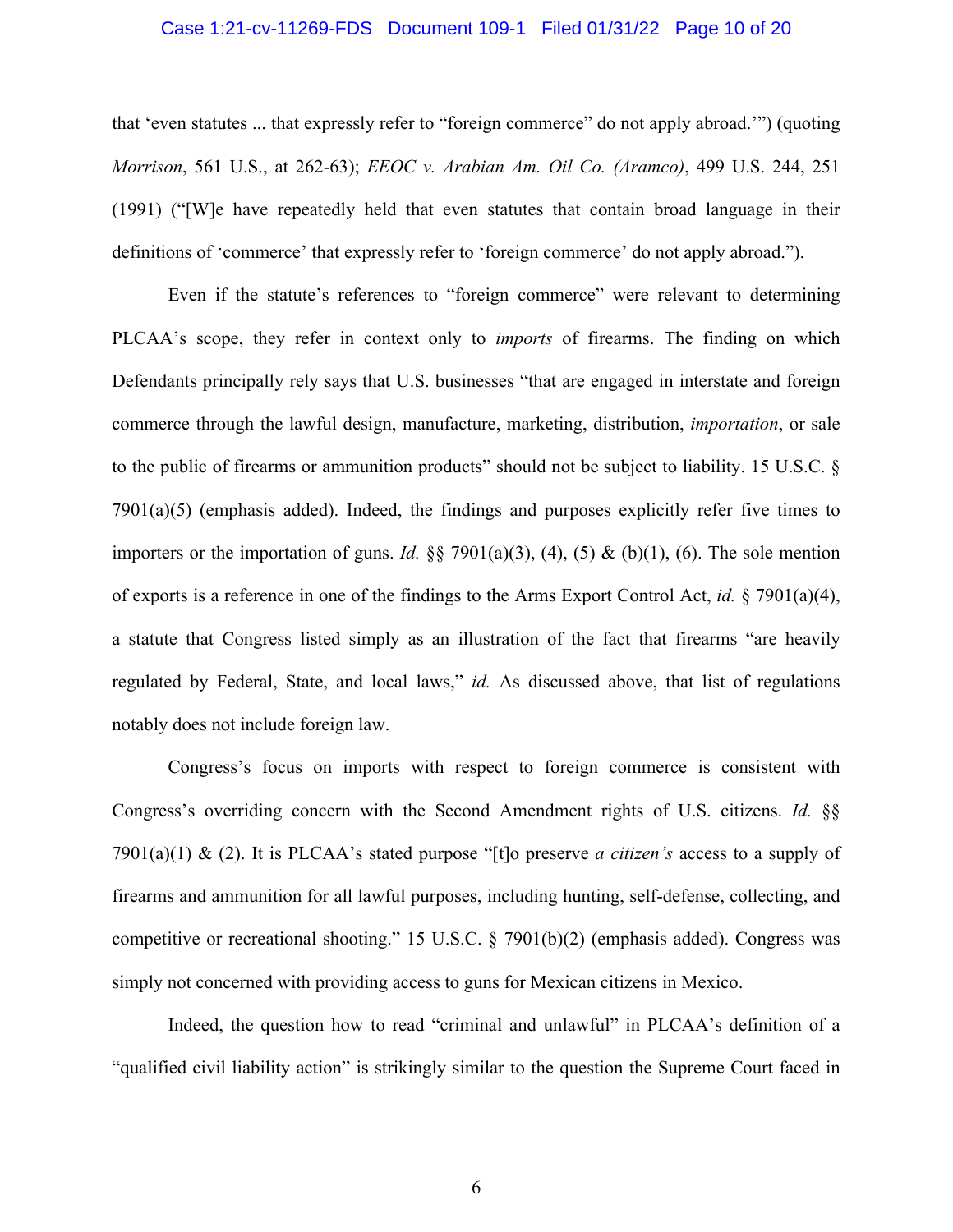that 'even statutes ... that expressly refer to "foreign commerce" do not apply abroad.'") (quoting *Morrison*, 561 U.S., at 262-63); *EEOC v. Arabian Am. Oil Co. (Aramco)*, 499 U.S. 244, 251 (1991) ("[W]e have repeatedly held that even statutes that contain broad language in their definitions of 'commerce' that expressly refer to 'foreign commerce' do not apply abroad.").

Even if the statute's references to "foreign commerce" were relevant to determining PLCAA's scope, they refer in context only to *imports* of firearms. The finding on which Defendants principally rely says that U.S. businesses "that are engaged in interstate and foreign commerce through the lawful design, manufacture, marketing, distribution, *importation*, or sale to the public of firearms or ammunition products" should not be subject to liability. 15 U.S.C. § 7901(a)(5) (emphasis added). Indeed, the findings and purposes explicitly refer five times to importers or the importation of guns. *Id.* §§ 7901(a)(3), (4), (5) & (b)(1), (6). The sole mention of exports is a reference in one of the findings to the Arms Export Control Act, *id.* § 7901(a)(4), a statute that Congress listed simply as an illustration of the fact that firearms "are heavily regulated by Federal, State, and local laws," *id.* As discussed above, that list of regulations notably does not include foreign law.

Congress's focus on imports with respect to foreign commerce is consistent with Congress's overriding concern with the Second Amendment rights of U.S. citizens. *Id.* §§ 7901(a)(1) & (2). It is PLCAA's stated purpose "[t]o preserve *a citizen's* access to a supply of firearms and ammunition for all lawful purposes, including hunting, self-defense, collecting, and competitive or recreational shooting." 15 U.S.C. § 7901(b)(2) (emphasis added). Congress was simply not concerned with providing access to guns for Mexican citizens in Mexico.

Indeed, the question how to read "criminal and unlawful" in PLCAA's definition of a "qualified civil liability action" is strikingly similar to the question the Supreme Court faced in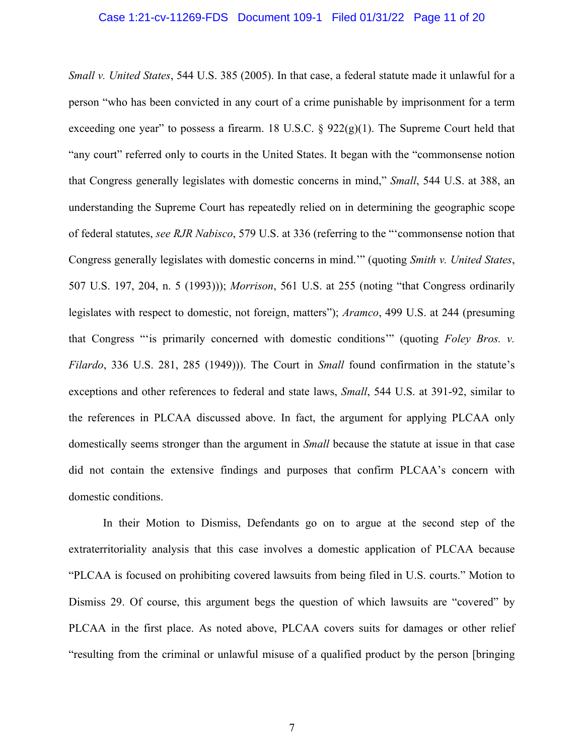*Small v. United States*, 544 U.S. 385 (2005). In that case, a federal statute made it unlawful for a person "who has been convicted in any court of a crime punishable by imprisonment for a term exceeding one year" to possess a firearm. 18 U.S.C. § 922(g)(1). The Supreme Court held that "any court" referred only to courts in the United States. It began with the "commonsense notion that Congress generally legislates with domestic concerns in mind," *Small*, 544 U.S. at 388, an understanding the Supreme Court has repeatedly relied on in determining the geographic scope of federal statutes, *see RJR Nabisco*, 579 U.S. at 336 (referring to the "'commonsense notion that Congress generally legislates with domestic concerns in mind.'" (quoting *Smith v. United States*, 507 U.S. 197, 204, n. 5 (1993))); *Morrison*, 561 U.S. at 255 (noting "that Congress ordinarily legislates with respect to domestic, not foreign, matters"); *Aramco*, 499 U.S. at 244 (presuming that Congress "'is primarily concerned with domestic conditions'" (quoting *Foley Bros. v. Filardo*, 336 U.S. 281, 285 (1949))). The Court in *Small* found confirmation in the statute's exceptions and other references to federal and state laws, *Small*, 544 U.S. at 391-92, similar to the references in PLCAA discussed above. In fact, the argument for applying PLCAA only domestically seems stronger than the argument in *Small* because the statute at issue in that case did not contain the extensive findings and purposes that confirm PLCAA's concern with domestic conditions.

In their Motion to Dismiss, Defendants go on to argue at the second step of the extraterritoriality analysis that this case involves a domestic application of PLCAA because "PLCAA is focused on prohibiting covered lawsuits from being filed in U.S. courts." Motion to Dismiss 29. Of course, this argument begs the question of which lawsuits are "covered" by PLCAA in the first place. As noted above, PLCAA covers suits for damages or other relief "resulting from the criminal or unlawful misuse of a qualified product by the person [bringing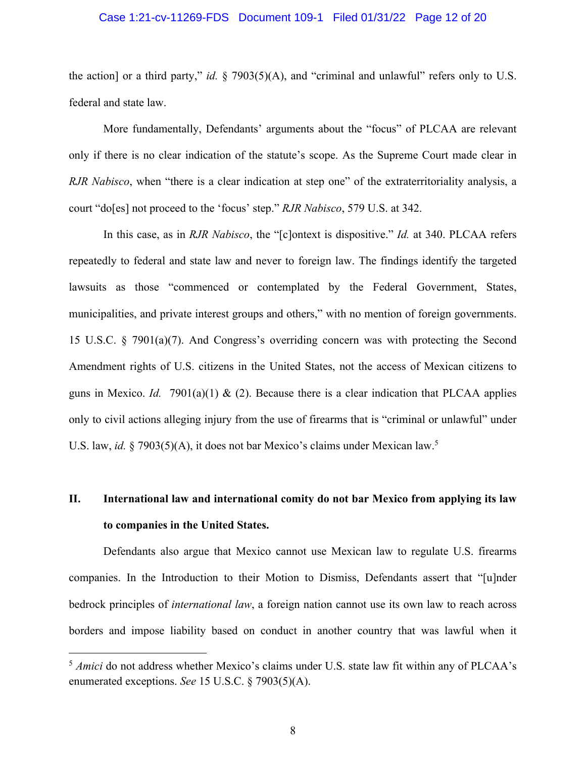the action] or a third party," *id.* § 7903(5)(A), and "criminal and unlawful" refers only to U.S. federal and state law.

More fundamentally, Defendants' arguments about the "focus" of PLCAA are relevant only if there is no clear indication of the statute's scope. As the Supreme Court made clear in *RJR Nabisco*, when "there is a clear indication at step one" of the extraterritoriality analysis, a court "do[es] not proceed to the 'focus' step." *RJR Nabisco*, 579 U.S. at 342.

In this case, as in *RJR Nabisco*, the "[c]ontext is dispositive." *Id.* at 340. PLCAA refers repeatedly to federal and state law and never to foreign law. The findings identify the targeted lawsuits as those "commenced or contemplated by the Federal Government, States, municipalities, and private interest groups and others," with no mention of foreign governments. 15 U.S.C. § 7901(a)(7). And Congress's overriding concern was with protecting the Second Amendment rights of U.S. citizens in the United States, not the access of Mexican citizens to guns in Mexico. *Id.* 7901(a)(1) & (2). Because there is a clear indication that PLCAA applies only to civil actions alleging injury from the use of firearms that is "criminal or unlawful" under U.S. law, *id.* § 7903(5)(A), it does not bar Mexico's claims under Mexican law.[5]

## II. International law and international comity do not bar Mexico from applying its law to companies in the United States.

Defendants also argue that Mexico cannot use Mexican law to regulate U.S. firearms companies. In the Introduction to their Motion to Dismiss, Defendants assert that "[u]nder bedrock principles of *international law*, a foreign nation cannot use its own law to reach across borders and impose liability based on conduct in another country that was lawful when it

---

[5] *Amici* do not address whether Mexico's claims under U.S. state law fit within any of PLCAA's enumerated exceptions. *See* 15 U.S.C. § 7903(5)(A).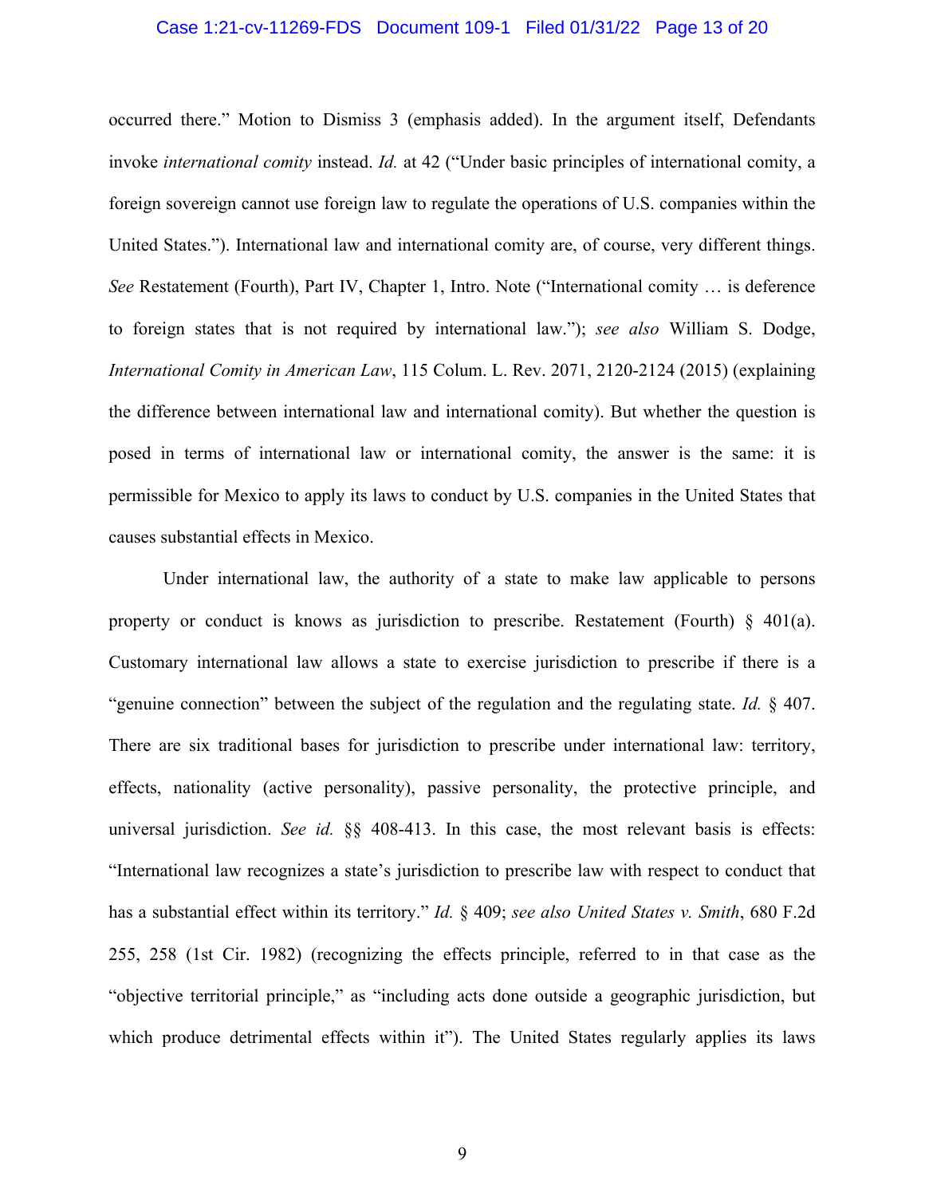occurred there." Motion to Dismiss 3 (emphasis added). In the argument itself, Defendants invoke *international comity* instead. *Id.* at 42 ("Under basic principles of international comity, a foreign sovereign cannot use foreign law to regulate the operations of U.S. companies within the United States."). International law and international comity are, of course, very different things. *See* Restatement (Fourth), Part IV, Chapter 1, Intro. Note ("International comity … is deference to foreign states that is not required by international law."); *see also* William S. Dodge, *International Comity in American Law*, 115 Colum. L. Rev. 2071, 2120-2124 (2015) (explaining the difference between international law and international comity). But whether the question is posed in terms of international law or international comity, the answer is the same: it is permissible for Mexico to apply its laws to conduct by U.S. companies in the United States that causes substantial effects in Mexico.

Under international law, the authority of a state to make law applicable to persons property or conduct is knows as jurisdiction to prescribe. Restatement (Fourth) § 401(a). Customary international law allows a state to exercise jurisdiction to prescribe if there is a "genuine connection" between the subject of the regulation and the regulating state. *Id.* § 407. There are six traditional bases for jurisdiction to prescribe under international law: territory, effects, nationality (active personality), passive personality, the protective principle, and universal jurisdiction. *See id.* §§ 408-413. In this case, the most relevant basis is effects: "International law recognizes a state's jurisdiction to prescribe law with respect to conduct that has a substantial effect within its territory." *Id.* § 409; *see also United States v. Smith*, 680 F.2d 255, 258 (1st Cir. 1982) (recognizing the effects principle, referred to in that case as the "objective territorial principle," as "including acts done outside a geographic jurisdiction, but which produce detrimental effects within it"). The United States regularly applies its laws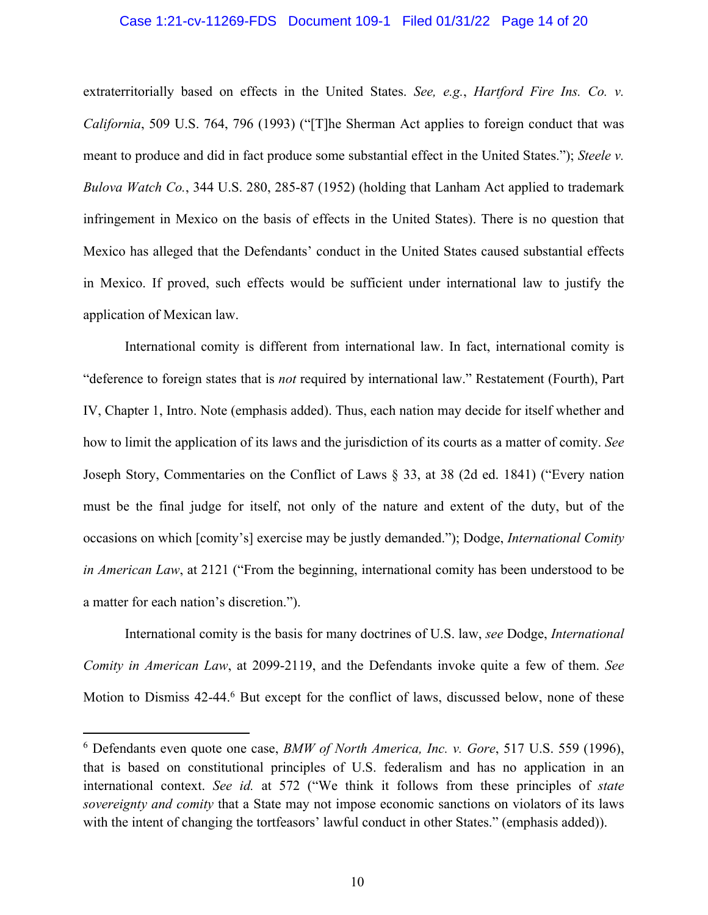extraterritorially based on effects in the United States. *See, e.g.*, *Hartford Fire Ins. Co. v. California*, 509 U.S. 764, 796 (1993) ("[T]he Sherman Act applies to foreign conduct that was meant to produce and did in fact produce some substantial effect in the United States."); *Steele v. Bulova Watch Co.*, 344 U.S. 280, 285-87 (1952) (holding that Lanham Act applied to trademark infringement in Mexico on the basis of effects in the United States). There is no question that Mexico has alleged that the Defendants' conduct in the United States caused substantial effects in Mexico. If proved, such effects would be sufficient under international law to justify the application of Mexican law.

International comity is different from international law. In fact, international comity is "deference to foreign states that is *not* required by international law." Restatement (Fourth), Part IV, Chapter 1, Intro. Note (emphasis added). Thus, each nation may decide for itself whether and how to limit the application of its laws and the jurisdiction of its courts as a matter of comity. *See* Joseph Story, Commentaries on the Conflict of Laws § 33, at 38 (2d ed. 1841) ("Every nation must be the final judge for itself, not only of the nature and extent of the duty, but of the occasions on which [comity's] exercise may be justly demanded."); Dodge, *International Comity in American Law*, at 2121 ("From the beginning, international comity has been understood to be a matter for each nation's discretion.").

International comity is the basis for many doctrines of U.S. law, *see* Dodge, *International Comity in American Law*, at 2099-2119, and the Defendants invoke quite a few of them. *See* Motion to Dismiss 42-44.[6] But except for the conflict of laws, discussed below, none of these

---

[6] Defendants even quote one case, *BMW of North America, Inc. v. Gore*, 517 U.S. 559 (1996), that is based on constitutional principles of U.S. federalism and has no application in an international context. *See id.* at 572 ("We think it follows from these principles of *state sovereignty and comity* that a State may not impose economic sanctions on violators of its laws with the intent of changing the tortfeasors' lawful conduct in other States." (emphasis added)).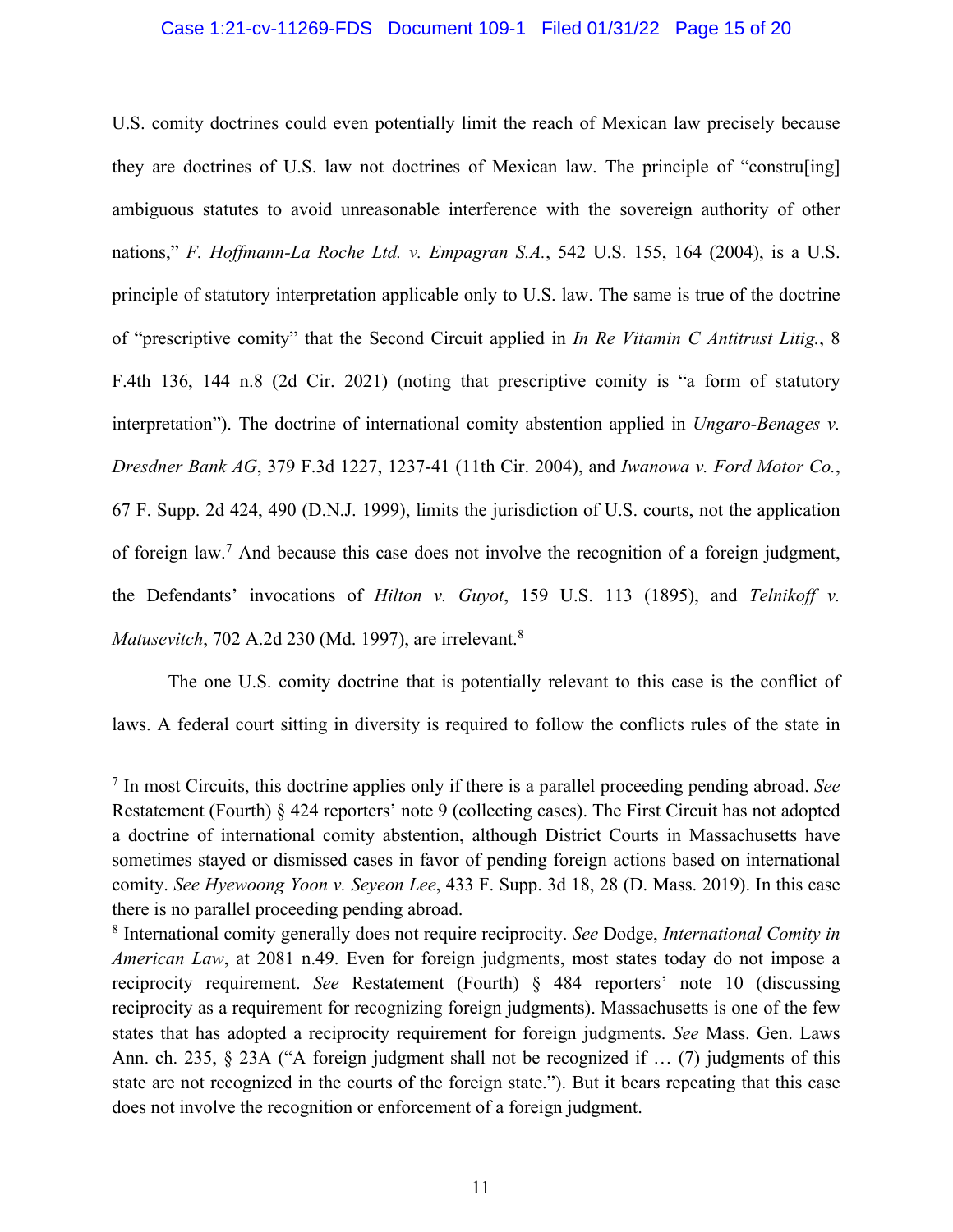U.S. comity doctrines could even potentially limit the reach of Mexican law precisely because they are doctrines of U.S. law not doctrines of Mexican law. The principle of "constru[ing] ambiguous statutes to avoid unreasonable interference with the sovereign authority of other nations," *F. Hoffmann-La Roche Ltd. v. Empagran S.A.*, 542 U.S. 155, 164 (2004), is a U.S. principle of statutory interpretation applicable only to U.S. law. The same is true of the doctrine of "prescriptive comity" that the Second Circuit applied in *In Re Vitamin C Antitrust Litig.*, 8 F.4th 136, 144 n.8 (2d Cir. 2021) (noting that prescriptive comity is "a form of statutory interpretation"). The doctrine of international comity abstention applied in *Ungaro-Benages v. Dresdner Bank AG*, 379 F.3d 1227, 1237-41 (11th Cir. 2004), and *Iwanowa v. Ford Motor Co.*, 67 F. Supp. 2d 424, 490 (D.N.J. 1999), limits the jurisdiction of U.S. courts, not the application of foreign law.[7] And because this case does not involve the recognition of a foreign judgment, the Defendants' invocations of *Hilton v. Guyot*, 159 U.S. 113 (1895), and *Telnikoff v. Matusevitch*, 702 A.2d 230 (Md. 1997), are irrelevant.[8]

The one U.S. comity doctrine that is potentially relevant to this case is the conflict of laws. A federal court sitting in diversity is required to follow the conflicts rules of the state in

---

[7] In most Circuits, this doctrine applies only if there is a parallel proceeding pending abroad. *See* Restatement (Fourth) § 424 reporters' note 9 (collecting cases). The First Circuit has not adopted a doctrine of international comity abstention, although District Courts in Massachusetts have sometimes stayed or dismissed cases in favor of pending foreign actions based on international comity. *See Hyewoong Yoon v. Seyeon Lee*, 433 F. Supp. 3d 18, 28 (D. Mass. 2019). In this case there is no parallel proceeding pending abroad.

[8] International comity generally does not require reciprocity. *See* Dodge, *International Comity in American Law*, at 2081 n.49. Even for foreign judgments, most states today do not impose a reciprocity requirement. *See* Restatement (Fourth) § 484 reporters' note 10 (discussing reciprocity as a requirement for recognizing foreign judgments). Massachusetts is one of the few states that has adopted a reciprocity requirement for foreign judgments. *See* Mass. Gen. Laws Ann. ch. 235, § 23A ("A foreign judgment shall not be recognized if … (7) judgments of this state are not recognized in the courts of the foreign state."). But it bears repeating that this case does not involve the recognition or enforcement of a foreign judgment.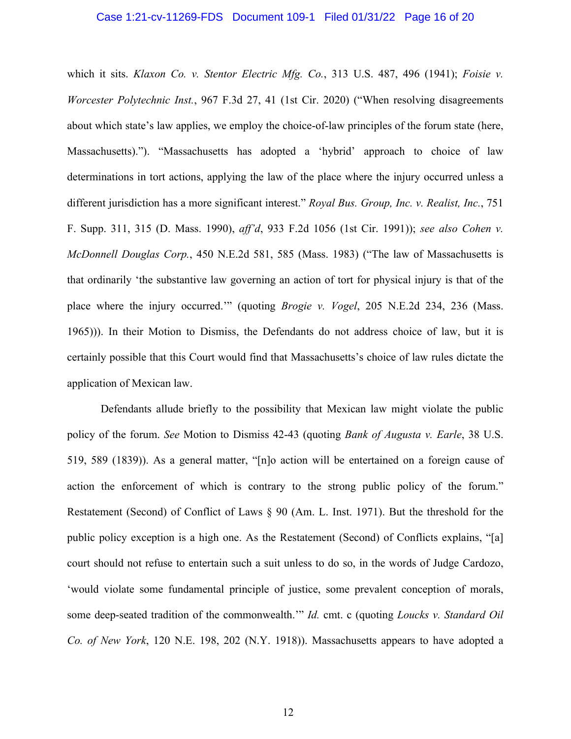which it sits. *Klaxon Co. v. Stentor Electric Mfg. Co.*, 313 U.S. 487, 496 (1941); *Foisie v. Worcester Polytechnic Inst.*, 967 F.3d 27, 41 (1st Cir. 2020) ("When resolving disagreements about which state's law applies, we employ the choice-of-law principles of the forum state (here, Massachusetts)."). "Massachusetts has adopted a 'hybrid' approach to choice of law determinations in tort actions, applying the law of the place where the injury occurred unless a different jurisdiction has a more significant interest." *Royal Bus. Group, Inc. v. Realist, Inc.*, 751 F. Supp. 311, 315 (D. Mass. 1990), *aff'd*, 933 F.2d 1056 (1st Cir. 1991)); *see also Cohen v. McDonnell Douglas Corp.*, 450 N.E.2d 581, 585 (Mass. 1983) ("The law of Massachusetts is that ordinarily 'the substantive law governing an action of tort for physical injury is that of the place where the injury occurred.'" (quoting *Brogie v. Vogel*, 205 N.E.2d 234, 236 (Mass. 1965))). In their Motion to Dismiss, the Defendants do not address choice of law, but it is certainly possible that this Court would find that Massachusetts's choice of law rules dictate the application of Mexican law.

Defendants allude briefly to the possibility that Mexican law might violate the public policy of the forum. *See* Motion to Dismiss 42-43 (quoting *Bank of Augusta v. Earle*, 38 U.S. 519, 589 (1839)). As a general matter, "[n]o action will be entertained on a foreign cause of action the enforcement of which is contrary to the strong public policy of the forum." Restatement (Second) of Conflict of Laws § 90 (Am. L. Inst. 1971). But the threshold for the public policy exception is a high one. As the Restatement (Second) of Conflicts explains, "[a] court should not refuse to entertain such a suit unless to do so, in the words of Judge Cardozo, 'would violate some fundamental principle of justice, some prevalent conception of morals, some deep-seated tradition of the commonwealth.'" *Id.* cmt. c (quoting *Loucks v. Standard Oil Co. of New York*, 120 N.E. 198, 202 (N.Y. 1918)). Massachusetts appears to have adopted a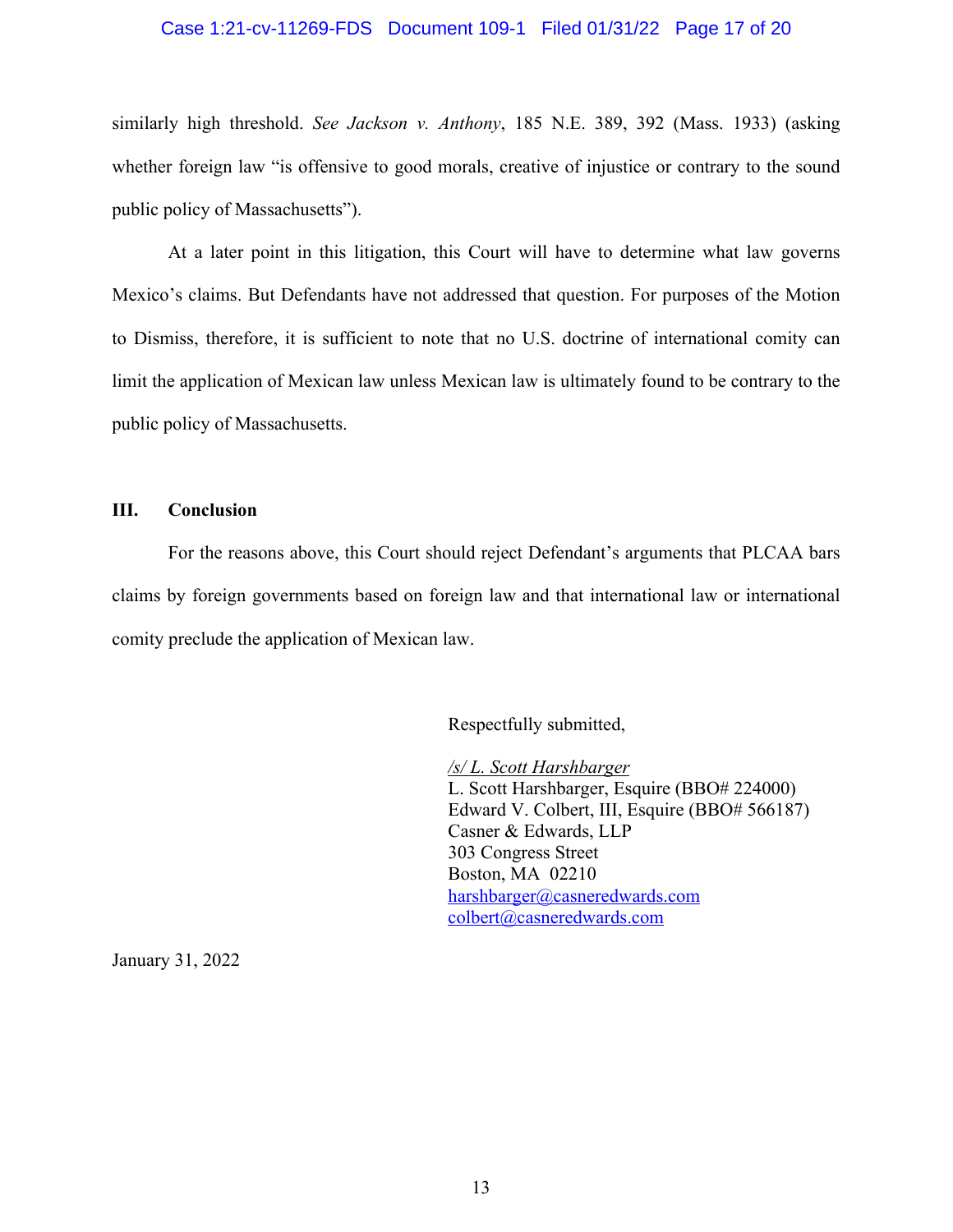similarly high threshold. *See Jackson v. Anthony*, 185 N.E. 389, 392 (Mass. 1933) (asking whether foreign law "is offensive to good morals, creative of injustice or contrary to the sound public policy of Massachusetts").

At a later point in this litigation, this Court will have to determine what law governs Mexico's claims. But Defendants have not addressed that question. For purposes of the Motion to Dismiss, therefore, it is sufficient to note that no U.S. doctrine of international comity can limit the application of Mexican law unless Mexican law is ultimately found to be contrary to the public policy of Massachusetts.

## III. Conclusion

For the reasons above, this Court should reject Defendant's arguments that PLCAA bars claims by foreign governments based on foreign law and that international law or international comity preclude the application of Mexican law.

Respectfully submitted,

*/s/ L. Scott Harshbarger*
L. Scott Harshbarger, Esquire (BBO# 224000)
Edward V. Colbert, III, Esquire (BBO# 566187)
Casner & Edwards, LLP
303 Congress Street
Boston, MA 02210
harshbarger@casneredwards.com
colbert@casneredwards.com

January 31, 2022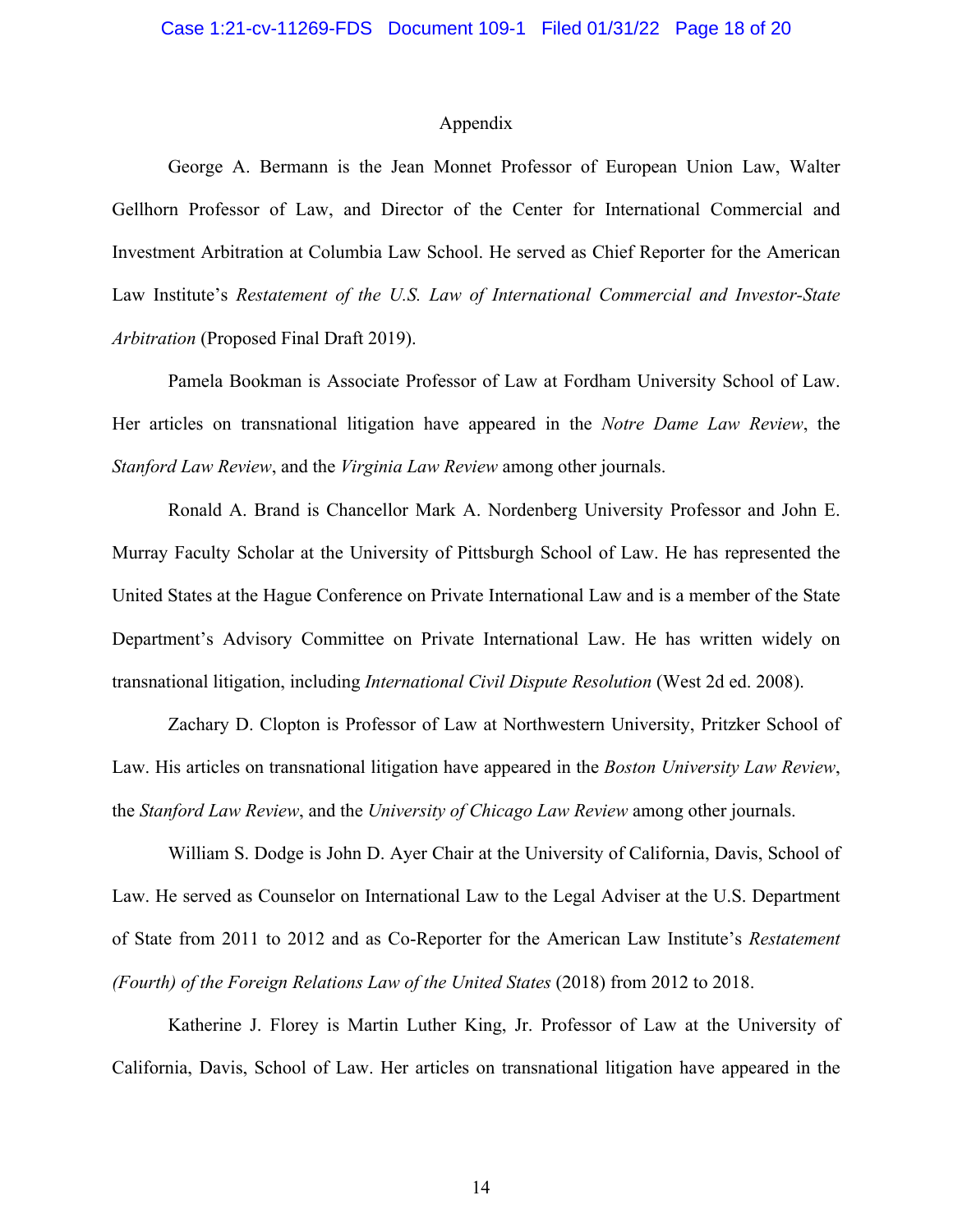## Appendix

George A. Bermann is the Jean Monnet Professor of European Union Law, Walter Gellhorn Professor of Law, and Director of the Center for International Commercial and Investment Arbitration at Columbia Law School. He served as Chief Reporter for the American Law Institute's *Restatement of the U.S. Law of International Commercial and Investor-State Arbitration* (Proposed Final Draft 2019).

Pamela Bookman is Associate Professor of Law at Fordham University School of Law. Her articles on transnational litigation have appeared in the *Notre Dame Law Review*, the *Stanford Law Review*, and the *Virginia Law Review* among other journals.

Ronald A. Brand is Chancellor Mark A. Nordenberg University Professor and John E. Murray Faculty Scholar at the University of Pittsburgh School of Law. He has represented the United States at the Hague Conference on Private International Law and is a member of the State Department's Advisory Committee on Private International Law. He has written widely on transnational litigation, including *International Civil Dispute Resolution* (West 2d ed. 2008).

Zachary D. Clopton is Professor of Law at Northwestern University, Pritzker School of Law. His articles on transnational litigation have appeared in the *Boston University Law Review*, the *Stanford Law Review*, and the *University of Chicago Law Review* among other journals.

William S. Dodge is John D. Ayer Chair at the University of California, Davis, School of Law. He served as Counselor on International Law to the Legal Adviser at the U.S. Department of State from 2011 to 2012 and as Co-Reporter for the American Law Institute's *Restatement (Fourth) of the Foreign Relations Law of the United States* (2018) from 2012 to 2018.

Katherine J. Florey is Martin Luther King, Jr. Professor of Law at the University of California, Davis, School of Law. Her articles on transnational litigation have appeared in the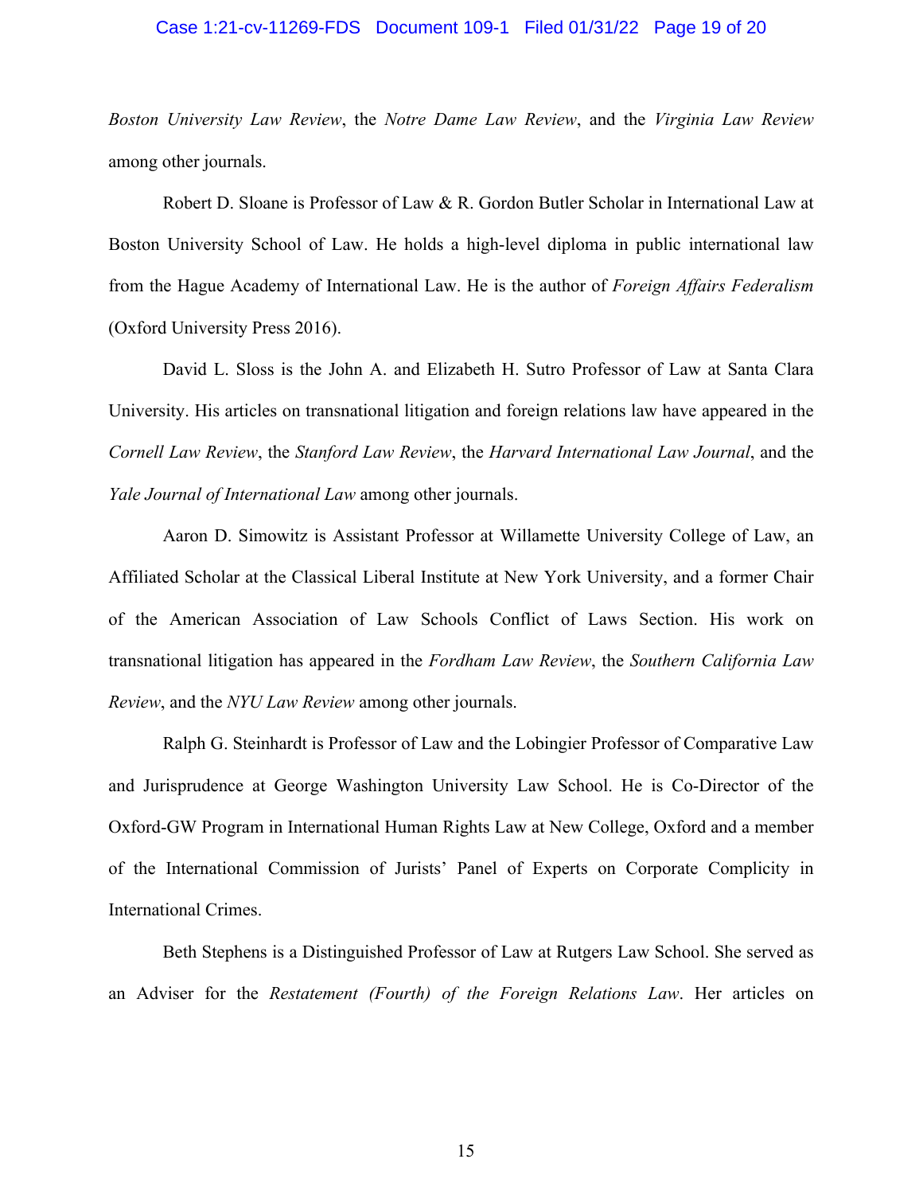*Boston University Law Review*, the *Notre Dame Law Review*, and the *Virginia Law Review* among other journals.

Robert D. Sloane is Professor of Law & R. Gordon Butler Scholar in International Law at Boston University School of Law. He holds a high-level diploma in public international law from the Hague Academy of International Law. He is the author of *Foreign Affairs Federalism* (Oxford University Press 2016).

David L. Sloss is the John A. and Elizabeth H. Sutro Professor of Law at Santa Clara University. His articles on transnational litigation and foreign relations law have appeared in the *Cornell Law Review*, the *Stanford Law Review*, the *Harvard International Law Journal*, and the *Yale Journal of International Law* among other journals.

Aaron D. Simowitz is Assistant Professor at Willamette University College of Law, an Affiliated Scholar at the Classical Liberal Institute at New York University, and a former Chair of the American Association of Law Schools Conflict of Laws Section. His work on transnational litigation has appeared in the *Fordham Law Review*, the *Southern California Law Review*, and the *NYU Law Review* among other journals.

Ralph G. Steinhardt is Professor of Law and the Lobingier Professor of Comparative Law and Jurisprudence at George Washington University Law School. He is Co-Director of the Oxford-GW Program in International Human Rights Law at New College, Oxford and a member of the International Commission of Jurists' Panel of Experts on Corporate Complicity in International Crimes.

Beth Stephens is a Distinguished Professor of Law at Rutgers Law School. She served as an Adviser for the *Restatement (Fourth) of the Foreign Relations Law*. Her articles on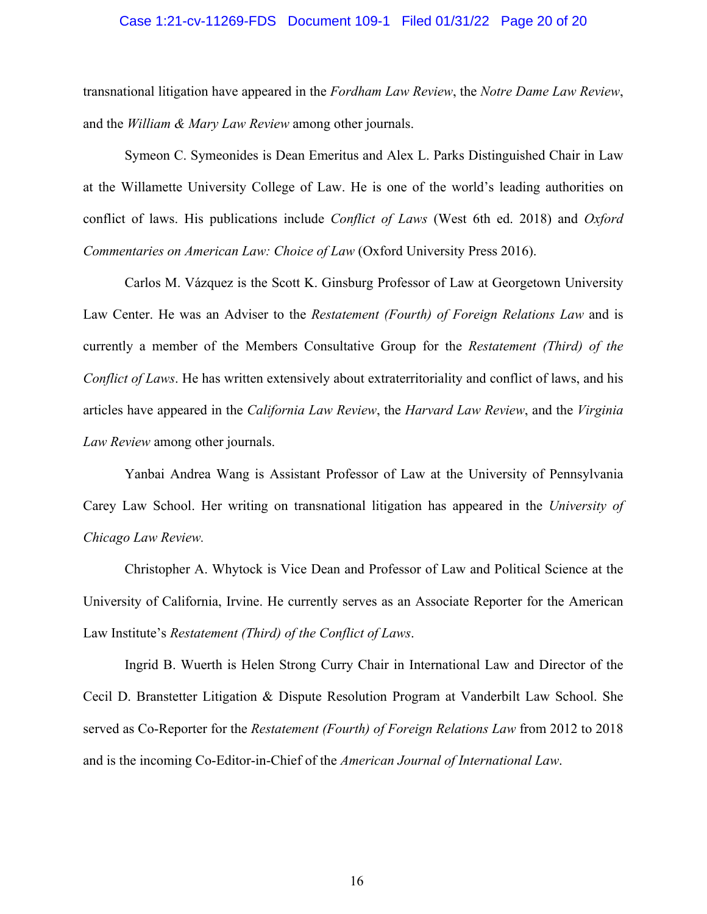transnational litigation have appeared in the *Fordham Law Review*, the *Notre Dame Law Review*, and the *William & Mary Law Review* among other journals.

Symeon C. Symeonides is Dean Emeritus and Alex L. Parks Distinguished Chair in Law at the Willamette University College of Law. He is one of the world's leading authorities on conflict of laws. His publications include *Conflict of Laws* (West 6th ed. 2018) and *Oxford Commentaries on American Law: Choice of Law* (Oxford University Press 2016).

Carlos M. Vázquez is the Scott K. Ginsburg Professor of Law at Georgetown University Law Center. He was an Adviser to the *Restatement (Fourth) of Foreign Relations Law* and is currently a member of the Members Consultative Group for the *Restatement (Third) of the Conflict of Laws*. He has written extensively about extraterritoriality and conflict of laws, and his articles have appeared in the *California Law Review*, the *Harvard Law Review*, and the *Virginia Law Review* among other journals.

Yanbai Andrea Wang is Assistant Professor of Law at the University of Pennsylvania Carey Law School. Her writing on transnational litigation has appeared in the *University of Chicago Law Review.*

Christopher A. Whytock is Vice Dean and Professor of Law and Political Science at the University of California, Irvine. He currently serves as an Associate Reporter for the American Law Institute's *Restatement (Third) of the Conflict of Laws*.

Ingrid B. Wuerth is Helen Strong Curry Chair in International Law and Director of the Cecil D. Branstetter Litigation & Dispute Resolution Program at Vanderbilt Law School. She served as Co-Reporter for the *Restatement (Fourth) of Foreign Relations Law* from 2012 to 2018 and is the incoming Co-Editor-in-Chief of the *American Journal of International Law*.